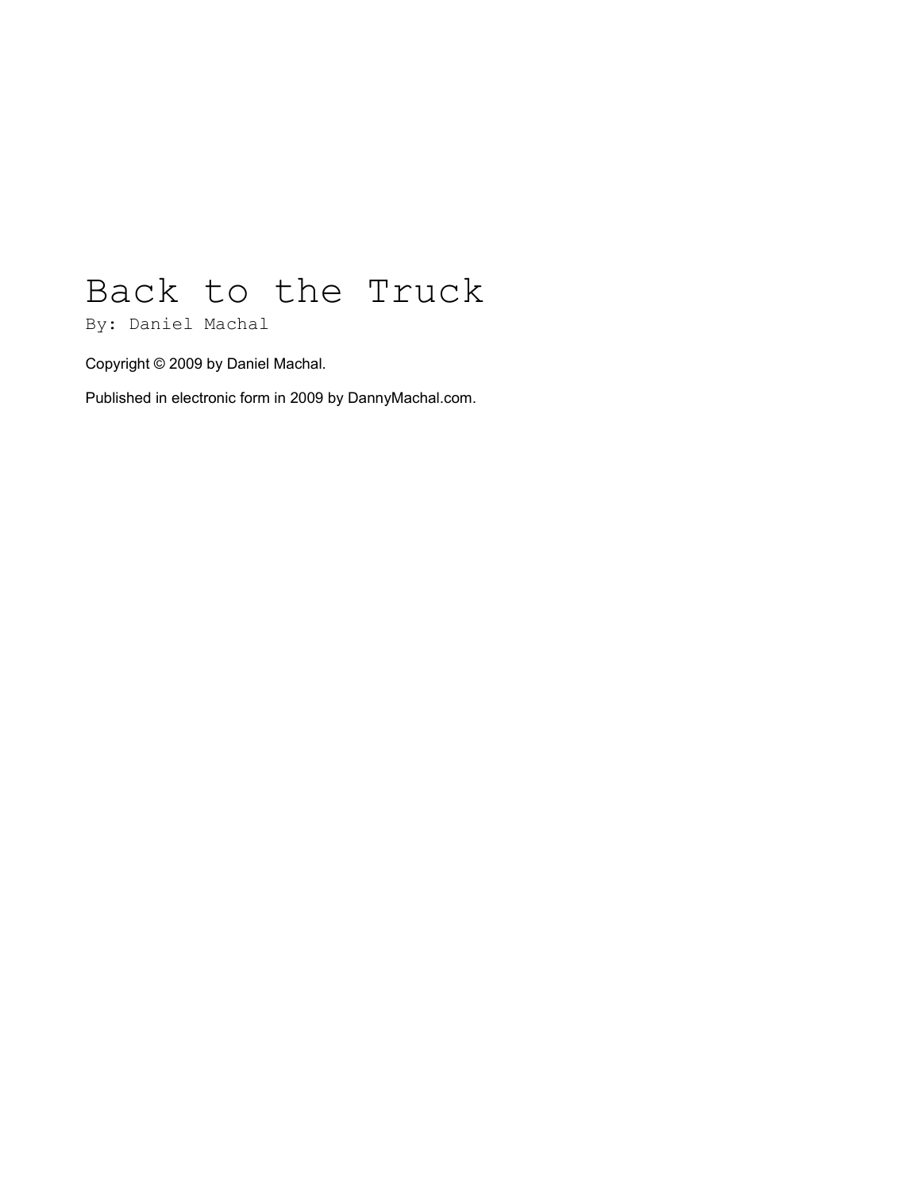# Back to the Truck

By: Daniel Machal

Copyright © 2009 by Daniel Machal.

Published in electronic form in 2009 by DannyMachal.com.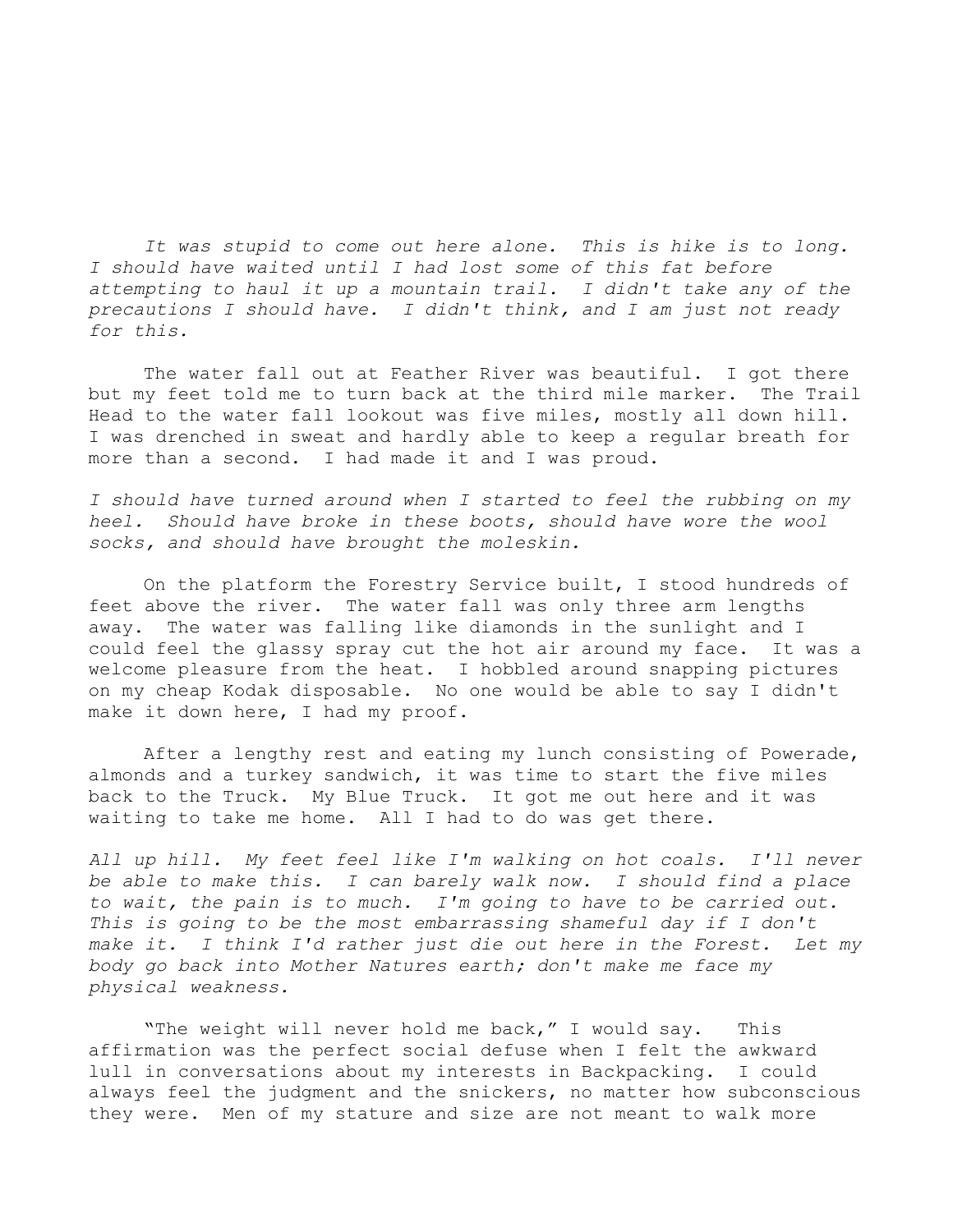*It was stupid to come out here alone. This is hike is to long. I should have waited until I had lost some of this fat before attempting to haul it up a mountain trail. I didn't take any of the precautions I should have. I didn't think, and I am just not ready for this.*

The water fall out at Feather River was beautiful. I got there but my feet told me to turn back at the third mile marker. The Trail Head to the water fall lookout was five miles, mostly all down hill. I was drenched in sweat and hardly able to keep a regular breath for more than a second. I had made it and I was proud.

*I should have turned around when I started to feel the rubbing on my heel. Should have broke in these boots, should have wore the wool socks, and should have brought the moleskin.*

On the platform the Forestry Service built, I stood hundreds of feet above the river. The water fall was only three arm lengths away. The water was falling like diamonds in the sunlight and I could feel the glassy spray cut the hot air around my face. It was a welcome pleasure from the heat. I hobbled around snapping pictures on my cheap Kodak disposable. No one would be able to say I didn't make it down here, I had my proof.

After a lengthy rest and eating my lunch consisting of Powerade, almonds and a turkey sandwich, it was time to start the five miles back to the Truck. My Blue Truck. It got me out here and it was waiting to take me home. All I had to do was get there.

*All up hill. My feet feel like I'm walking on hot coals. I'll never be able to make this. I can barely walk now. I should find a place to wait, the pain is to much. I'm going to have to be carried out. This is going to be the most embarrassing shameful day if I don't make it. I think I'd rather just die out here in the Forest. Let my body go back into Mother Natures earth; don't make me face my physical weakness.*

"The weight will never hold me back," I would say. This affirmation was the perfect social defuse when I felt the awkward lull in conversations about my interests in Backpacking. I could always feel the judgment and the snickers, no matter how subconscious they were. Men of my stature and size are not meant to walk more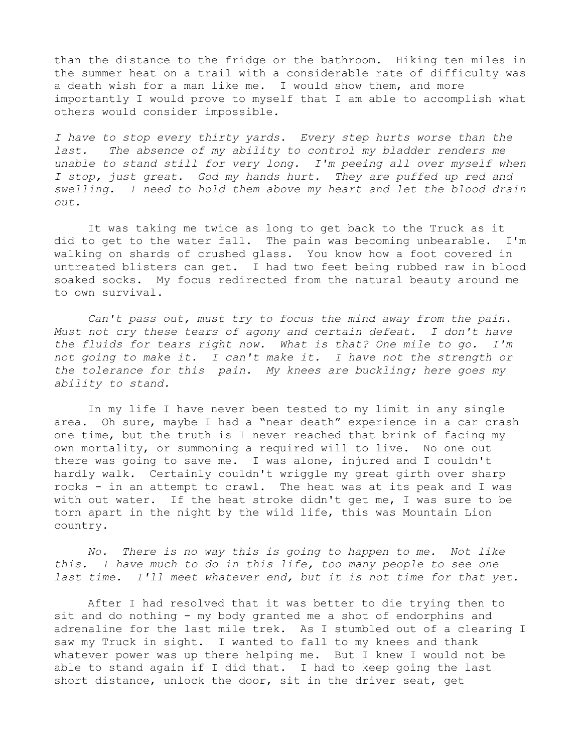than the distance to the fridge or the bathroom. Hiking ten miles in the summer heat on a trail with a considerable rate of difficulty was a death wish for a man like me. I would show them, and more importantly I would prove to myself that I am able to accomplish what others would consider impossible.

*I have to stop every thirty yards. Every step hurts worse than the last. The absence of my ability to control my bladder renders me unable to stand still for very long. I'm peeing all over myself when I stop, just great. God my hands hurt. They are puffed up red and swelling. I need to hold them above my heart and let the blood drain out.*

It was taking me twice as long to get back to the Truck as it did to get to the water fall. The pain was becoming unbearable. I'm walking on shards of crushed glass. You know how a foot covered in untreated blisters can get. I had two feet being rubbed raw in blood soaked socks. My focus redirected from the natural beauty around me to own survival.

*Can't pass out, must try to focus the mind away from the pain. Must not cry these tears of agony and certain defeat. I don't have the fluids for tears right now. What is that? One mile to go. I'm not going to make it. I can't make it. I have not the strength or the tolerance for this pain. My knees are buckling; here goes my ability to stand.*

In my life I have never been tested to my limit in any single area. Oh sure, maybe I had a "near death" experience in a car crash one time, but the truth is I never reached that brink of facing my own mortality, or summoning a required will to live. No one out there was going to save me. I was alone, injured and I couldn't hardly walk. Certainly couldn't wriggle my great girth over sharp rocks - in an attempt to crawl. The heat was at its peak and I was with out water. If the heat stroke didn't get me, I was sure to be torn apart in the night by the wild life, this was Mountain Lion country.

*No. There is no way this is going to happen to me. Not like this. I have much to do in this life, too many people to see one last time. I'll meet whatever end, but it is not time for that yet.*

After I had resolved that it was better to die trying then to sit and do nothing - my body granted me a shot of endorphins and adrenaline for the last mile trek. As I stumbled out of a clearing I saw my Truck in sight. I wanted to fall to my knees and thank whatever power was up there helping me. But I knew I would not be able to stand again if I did that. I had to keep going the last short distance, unlock the door, sit in the driver seat, get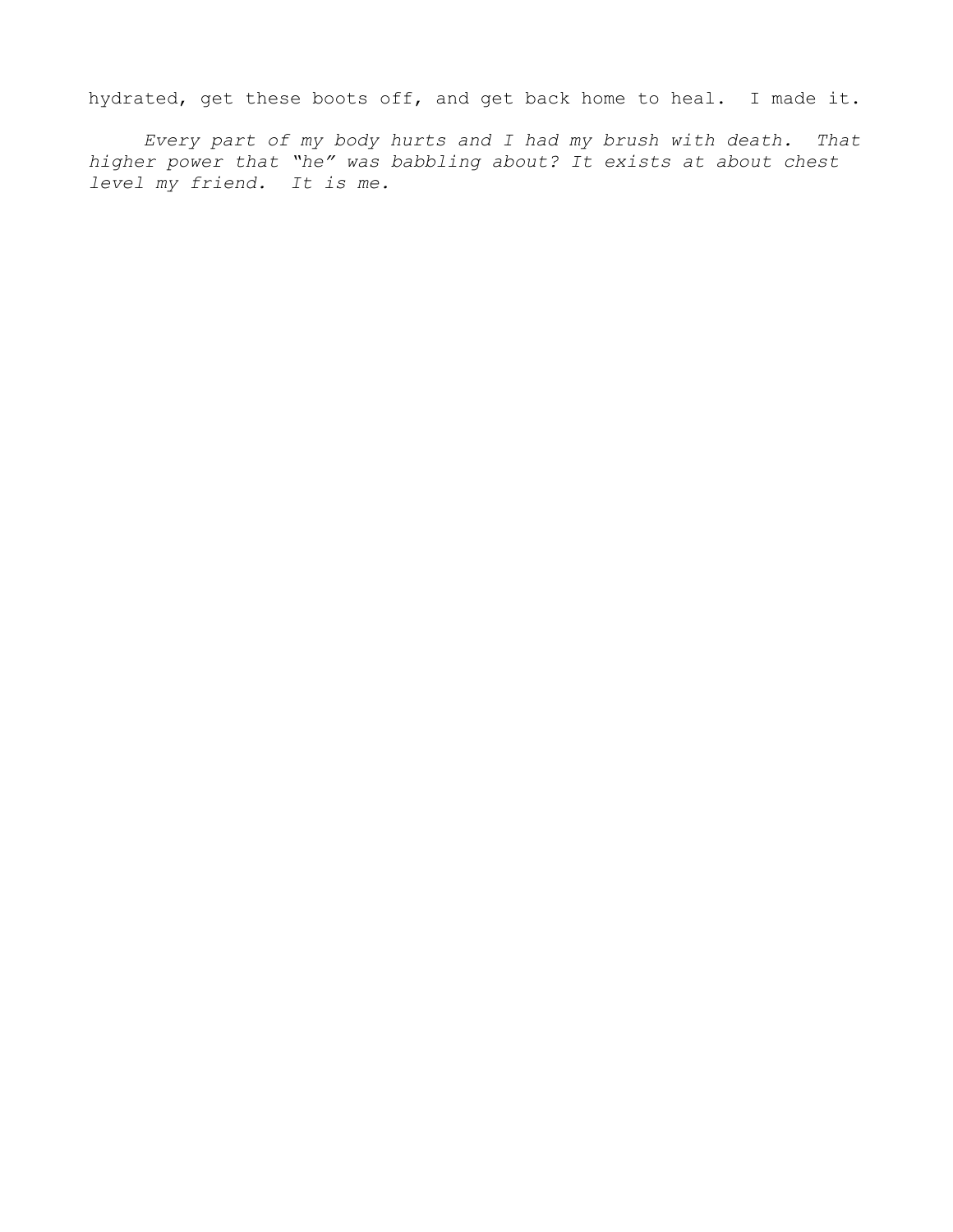hydrated, get these boots off, and get back home to heal. I made it.

*Every part of my body hurts and I had my brush with death. That higher power that "he" was babbling about? It exists at about chest level my friend. It is me.*